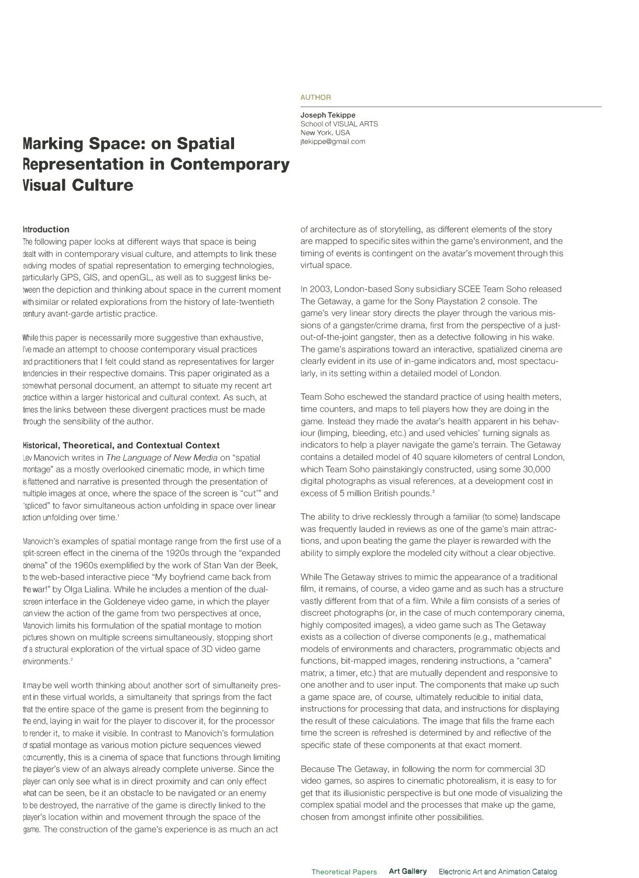# Marking Space: on Spatial Representation in Contemporary Visual Culture

AUTHOR

**Joseph Tekippe**
School of VISUAL ARTS
New York, USA
jtekippe@gmail.com

### Introduction

The following paper looks at different ways that space is being dealt with in contemporary visual culture, and attempts to link these evolving modes of spatial representation to emerging technologies, particularly GPS, GIS, and openGL, as well as to suggest links between the depiction and thinking about space in the current moment with similar or related explorations from the history of late-twentieth century avant-garde artistic practice.

While this paper is necessarily more suggestive than exhaustive, I've made an attempt to choose contemporary visual practices and practitioners that I felt could stand as representatives for larger tendencies in their respective domains. This paper originated as a somewhat personal document, an attempt to situate my recent art practice within a larger historical and cultural context. As such, at times the links between these divergent practices must be made through the sensibility of the author.

### Historical, Theoretical, and Contextual Context

Lev Manovich writes in *The Language of New Media* on "spatial montage" as a mostly overlooked cinematic mode, in which time is flattened and narrative is presented through the presentation of multiple images at once, where the space of the screen is "cut'" and 'spliced" to favor simultaneous action unfolding in space over linear action unfolding over time.[1]

Manovich's examples of spatial montage range from the first use of a split-screen effect in the cinema of the 1920s through the "expanded cinema" of the 1960s exemplified by the work of Stan Van der Beek, to the web-based interactive piece "My boyfriend came back from the war!" by Olga Lialina. While he includes a mention of the dual-screen interface in the Goldeneye video game, in which the player can view the action of the game from two perspectives at once, Manovich limits his formulation of the spatial montage to motion pictures shown on multiple screens simultaneously, stopping short of a structural exploration of the virtual space of 3D video game environments.[2]

It may be well worth thinking about another sort of simultaneity present in these virtual worlds, a simultaneity that springs from the fact that the entire space of the game is present from the beginning to the end, laying in wait for the player to discover it, for the processor to render it, to make it visible. In contrast to Manovich's formulation of spatial montage as various motion picture sequences viewed concurrently, this is a cinema of space that functions through limiting the player's view of an always already complete universe. Since the player can only see what is in direct proximity and can only effect what can be seen, be it an obstacle to be navigated or an enemy to be destroyed, the narrative of the game is directly linked to the player's location within and movement through the space of the game. The construction of the game's experience is as much an act of architecture as of storytelling, as different elements of the story are mapped to specific sites within the game's environment, and the timing of events is contingent on the avatar's movement through this virtual space.

In 2003, London-based Sony subsidiary SCEE Team Soho released The Getaway, a game for the Sony Playstation 2 console. The game's very linear story directs the player through the various missions of a gangster/crime drama, first from the perspective of a just-out-of-the-joint gangster, then as a detective following in his wake. The game's aspirations toward an interactive, spatialized cinema are clearly evident in its use of in-game indicators and, most spectacularly, in its setting within a detailed model of London.

Team Soho eschewed the standard practice of using health meters, time counters, and maps to tell players how they are doing in the game. Instead they made the avatar's health apparent in his behaviour (limping, bleeding, etc.) and used vehicles' turning signals as indicators to help a player navigate the game's terrain. The Getaway contains a detailed model of 40 square kilometers of central London, which Team Soho painstakingly constructed, using some 30,000 digital photographs as visual references, at a development cost in excess of 5 million British pounds.[3]

The ability to drive recklessly through a familiar (to some) landscape was frequently lauded in reviews as one of the game's main attractions, and upon beating the game the player is rewarded with the ability to simply explore the modeled city without a clear objective.

While The Getaway strives to mimic the appearance of a traditional film, it remains, of course, a video game and as such has a structure vastly different from that of a film. While a film consists of a series of discreet photographs (or, in the case of much contemporary cinema, highly composited images), a video game such as The Getaway exists as a collection of diverse components (e.g., mathematical models of environments and characters, programmatic objects and functions, bit-mapped images, rendering instructions, a "camera" matrix, a timer, etc.) that are mutually dependent and responsive to one another and to user input. The components that make up such a game space are, of course, ultimately reducible to initial data, instructions for processing that data, and instructions for displaying the result of these calculations. The image that fills the frame each time the screen is refreshed is determined by and reflective of the specific state of these components at that exact moment.

Because The Getaway, in following the norm for commercial 3D video games, so aspires to cinematic photorealism, it is easy to for get that its illusionistic perspective is but one mode of visualizing the complex spatial model and the processes that make up the game, chosen from amongst infinite other possibilities.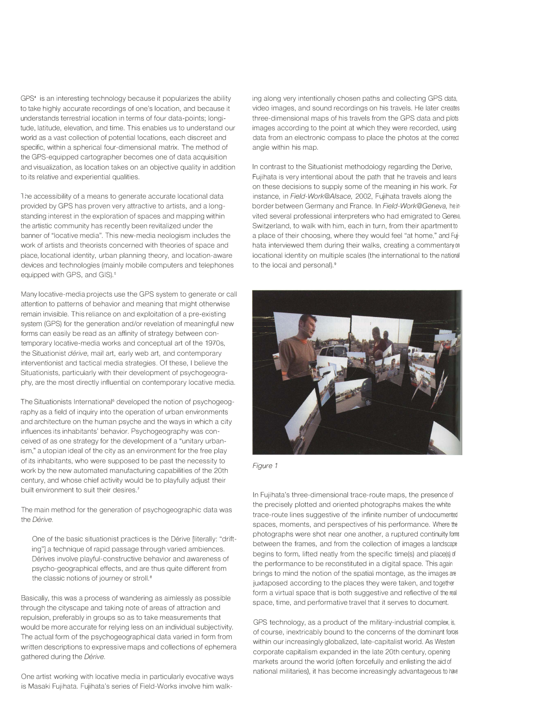GPS[4] is an interesting technology because it popularizes the ability to take highly accurate recordings of one's location, and because it understands terrestrial location in terms of four data-points; longitude, latitude, elevation, and time. This enables us to understand our world as a vast collection of potential locations, each discreet and specific, within a spherical four-dimensional matrix. The method of the GPS-equipped cartographer becomes one of data acquisition and visualization, as location takes on an objective quality in addition to its relative and experiential qualities.

The accessibility of a means to generate accurate locational data provided by GPS has proven very attractive to artists, and a long-standing interest in the exploration of spaces and mapping within the artistic community has recently been revitalized under the banner of "locative media". This new-media neologism includes the work of artists and theorists concerned with theories of space and place, locational identity, urban planning theory, and location-aware devices and technologies (mainly mobile computers and telephones equipped with GPS, and GIS).[5]

Many locative-media projects use the GPS system to generate or call attention to patterns of behavior and meaning that might otherwise remain invisible. This reliance on and exploitation of a pre-existing system (GPS) for the generation and/or revelation of meaningful new forms can easily be read as an affinity of strategy between contemporary locative-media works and conceptual art of the 1970s, the Situationist *dérive*, mail art, early web art, and contemporary interventionist and tactical media strategies. Of these, I believe the Situationists, particularly with their development of psychogeography, are the most directly influential on contemporary locative media.

The Situationists International[6] developed the notion of psychogeography as a field of inquiry into the operation of urban environments and architecture on the human psyche and the ways in which a city influences its inhabitants' behavior. Psychogeography was conceived of as one strategy for the development of a "unitary urbanism," a utopian ideal of the city as an environment for the free play of its inhabitants, who were supposed to be past the necessity to work by the new automated manufacturing capabilities of the 20th century, and whose chief activity would be to playfully adjust their built environment to suit their desires.[7]

The main method for the generation of psychogeographic data was the *Dérive*.

> One of the basic situationist practices is the Dérive [literally: "drifting"] a technique of rapid passage through varied ambiences. Dérives involve playful-constructive behavior and awareness of psycho-geographical effects, and are thus quite different from the classic notions of journey or stroll.[8]

Basically, this was a process of wandering as aimlessly as possible through the cityscape and taking note of areas of attraction and repulsion, preferably in groups so as to take measurements that would be more accurate for relying less on an individual subjectivity. The actual form of the psychogeographical data varied in form from written descriptions to expressive maps and collections of ephemera gathered during the *Dérive*.

One artist working with locative media in particularly evocative ways is Masaki Fujihata. Fujihata's series of Field-Works involve him walking along very intentionally chosen paths and collecting GPS data, video images, and sound recordings on his travels. He later creates three-dimensional maps of his travels from the GPS data and plots images according to the point at which they were recorded, using data from an electronic compass to place the photos at the correct angle within his map.

In contrast to the Situationist methodology regarding the Derive, Fujihata is very intentional about the path that he travels and leans on these decisions to supply some of the meaning in his work. For instance, in *Field-Work@Alsace,* 2002, Fujihata travels along the border between Germany and France. In *Field-Work@Geneva,* he invited several professional interpreters who had emigrated to Geneva, Switzerland, to walk with him, each in turn, from their apartment to a place of their choosing, where they would feel "at home," and Fujihata interviewed them during their walks, creating a commentary on locational identity on multiple scales (the international to the national to the local and personal).[9]

*Figure 1*

In Fujihata's three-dimensional trace-route maps, the presence of the precisely plotted and oriented photographs makes the white trace-route lines suggestive of the infinite number of undocumented spaces, moments, and perspectives of his performance. Where the photographs were shot near one another, a ruptured continuity forms between the frames, and from the collection of images a landscape begins to form, lifted neatly from the specific time(s) and place(s) of the performance to be reconstituted in a digital space. This again brings to mind the notion of the spatial montage, as the images are juxtaposed according to the places they were taken, and together form a virtual space that is both suggestive and reflective of the real space, time, and performative travel that it serves to document.

GPS technology, as a product of the military-industrial complex, is, of course, inextricably bound to the concerns of the dominant forces within our increasingly globalized, late-capitalist world. As Western corporate capitalism expanded in the late 20th century, opening markets around the world (often forcefully and enlisting the aid of national militaries), it has become increasingly advantageous to have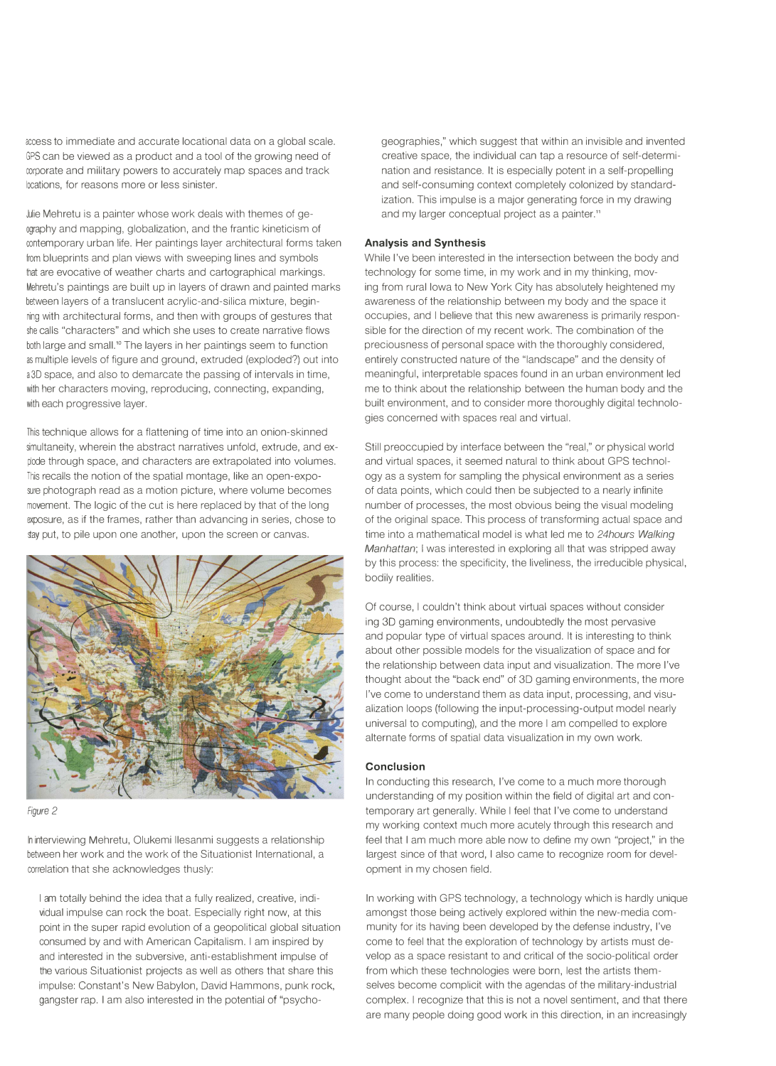access to immediate and accurate locational data on a global scale. GPS can be viewed as a product and a tool of the growing need of corporate and military powers to accurately map spaces and track locations, for reasons more or less sinister.

Julie Mehretu is a painter whose work deals with themes of geography and mapping, globalization, and the frantic kineticism of contemporary urban life. Her paintings layer architectural forms taken from blueprints and plan views with sweeping lines and symbols that are evocative of weather charts and cartographical markings. Mehretu's paintings are built up in layers of drawn and painted marks between layers of a translucent acrylic-and-silica mixture, beginning with architectural forms, and then with groups of gestures that she calls "characters" and which she uses to create narrative flows both large and small.[10] The layers in her paintings seem to function as multiple levels of figure and ground, extruded (exploded?) out into a 3D space, and also to demarcate the passing of intervals in time, with her characters moving, reproducing, connecting, expanding, with each progressive layer.

This technique allows for a flattening of time into an onion-skinned simultaneity, wherein the abstract narratives unfold, extrude, and explode through space, and characters are extrapolated into volumes. This recalls the notion of the spatial montage, like an open-exposure photograph read as a motion picture, where volume becomes movement. The logic of the cut is here replaced by that of the long exposure, as if the frames, rather than advancing in series, chose to stay put, to pile upon one another, upon the screen or canvas.

*Figure 2*

In interviewing Mehretu, Olukemi Ilesanmi suggests a relationship between her work and the work of the Situationist International, a correlation that she acknowledges thusly:

> I am totally behind the idea that a fully realized, creative, individual impulse can rock the boat. Especially right now, at this point in the super rapid evolution of a geopolitical global situation consumed by and with American Capitalism. I am inspired by and interested in the subversive, anti-establishment impulse of the various Situationist projects as well as others that share this impulse: Constant's New Babylon, David Hammons, punk rock, gangster rap. I am also interested in the potential of "psychogeographies," which suggest that within an invisible and invented creative space, the individual can tap a resource of self-determination and resistance. It is especially potent in a self-propelling and self-consuming context completely colonized by standardization. This impulse is a major generating force in my drawing and my larger conceptual project as a painter.[11]

## Analysis and Synthesis

While I've been interested in the intersection between the body and technology for some time, in my work and in my thinking, moving from rural Iowa to New York City has absolutely heightened my awareness of the relationship between my body and the space it occupies, and I believe that this new awareness is primarily responsible for the direction of my recent work. The combination of the preciousness of personal space with the thoroughly considered, entirely constructed nature of the "landscape" and the density of meaningful, interpretable spaces found in an urban environment led me to think about the relationship between the human body and the built environment, and to consider more thoroughly digital technologies concerned with spaces real and virtual.

Still preoccupied by interface between the "real," or physical world and virtual spaces, it seemed natural to think about GPS technology as a system for sampling the physical environment as a series of data points, which could then be subjected to a nearly infinite number of processes, the most obvious being the visual modeling of the original space. This process of transforming actual space and time into a mathematical model is what led me to *24hours Walking Manhattan*; I was interested in exploring all that was stripped away by this process: the specificity, the liveliness, the irreducible physical, bodily realities.

Of course, I couldn't think about virtual spaces without considering 3D gaming environments, undoubtedly the most pervasive and popular type of virtual spaces around. It is interesting to think about other possible models for the visualization of space and for the relationship between data input and visualization. The more I've thought about the "back end" of 3D gaming environments, the more I've come to understand them as data input, processing, and visualization loops (following the input-processing-output model nearly universal to computing), and the more I am compelled to explore alternate forms of spatial data visualization in my own work.

## Conclusion

In conducting this research, I've come to a much more thorough understanding of my position within the field of digital art and contemporary art generally. While I feel that I've come to understand my working context much more acutely through this research and feel that I am much more able now to define my own "project," in the largest since of that word, I also came to recognize room for development in my chosen field.

In working with GPS technology, a technology which is hardly unique amongst those being actively explored within the new-media community for its having been developed by the defense industry, I've come to feel that the exploration of technology by artists must develop as a space resistant to and critical of the socio-political order from which these technologies were born, lest the artists themselves become complicit with the agendas of the military-industrial complex. I recognize that this is not a novel sentiment, and that there are many people doing good work in this direction, in an increasingly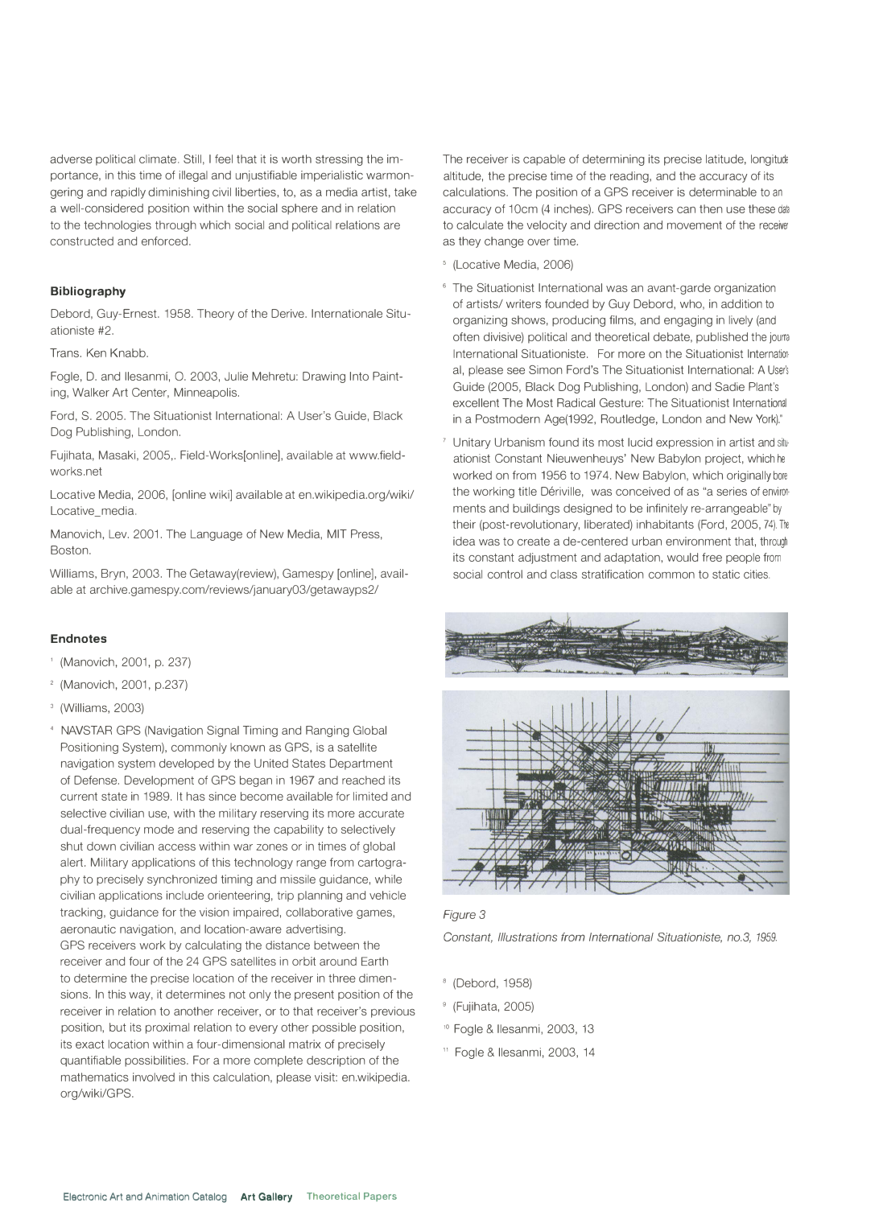adverse political climate. Still, I feel that it is worth stressing the importance, in this time of illegal and unjustifiable imperialistic warmongering and rapidly diminishing civil liberties, to, as a media artist, take a well-considered position within the social sphere and in relation to the technologies through which social and political relations are constructed and enforced.

### Bibliography

Debord, Guy-Ernest. 1958. Theory of the Derive. Internationale Situationiste #2.

Trans. Ken Knabb.

Fogle, D. and Ilesanmi, O. 2003, Julie Mehretu: Drawing Into Painting, Walker Art Center, Minneapolis.

Ford, S. 2005. The Situationist International: A User's Guide, Black Dog Publishing, London.

Fujihata, Masaki, 2005,. Field-Works[online], available at www.field-works.net

Locative Media, 2006, [online wiki] available at en.wikipedia.org/wiki/Locative_media.

Manovich, Lev. 2001. The Language of New Media, MIT Press, Boston.

Williams, Bryn, 2003. The Getaway(review), Gamespy [online], available at archive.gamespy.com/reviews/january03/getawayps2/

### Endnotes

[1] (Manovich, 2001, p. 237)

[2] (Manovich, 2001, p.237)

[3] (Williams, 2003)

[4] NAVSTAR GPS (Navigation Signal Timing and Ranging Global Positioning System), commonly known as GPS, is a satellite navigation system developed by the United States Department of Defense. Development of GPS began in 1967 and reached its current state in 1989. It has since become available for limited and selective civilian use, with the military reserving its more accurate dual-frequency mode and reserving the capability to selectively shut down civilian access within war zones or in times of global alert. Military applications of this technology range from cartography to precisely synchronized timing and missile guidance, while civilian applications include orienteering, trip planning and vehicle tracking, guidance for the vision impaired, collaborative games, aeronautic navigation, and location-aware advertising.
GPS receivers work by calculating the distance between the receiver and four of the 24 GPS satellites in orbit around Earth to determine the precise location of the receiver in three dimensions. In this way, it determines not only the present position of the receiver in relation to another receiver, or to that receiver's previous position, but its proximal relation to every other possible position, its exact location within a four-dimensional matrix of precisely quantifiable possibilities. For a more complete description of the mathematics involved in this calculation, please visit: en.wikipedia.org/wiki/GPS.
The receiver is capable of determining its precise latitude, longitude, altitude, the precise time of the reading, and the accuracy of its calculations. The position of a GPS receiver is determinable to an accuracy of 10cm (4 inches). GPS receivers can then use these data to calculate the velocity and direction and movement of the receiver as they change over time.

[5] (Locative Media, 2006)

[6] The Situationist International was an avant-garde organization of artists/ writers founded by Guy Debord, who, in addition to organizing shows, producing films, and engaging in lively (and often divisive) political and theoretical debate, published the journal International Situationiste. For more on the Situationist International, please see Simon Ford's The Situationist International: A User's Guide (2005, Black Dog Publishing, London) and Sadie Plant's excellent The Most Radical Gesture: The Situationist International in a Postmodern Age(1992, Routledge, London and New York)."

[7] Unitary Urbanism found its most lucid expression in artist and situationist Constant Nieuwenheuys' New Babylon project, which he worked on from 1956 to 1974. New Babylon, which originally bore the working title Dériville, was conceived of as "a series of environments and buildings designed to be infinitely re-arrangeable" by their (post-revolutionary, liberated) inhabitants (Ford, 2005, 74). The idea was to create a de-centered urban environment that, through its constant adjustment and adaptation, would free people from social control and class stratification common to static cities.

*Figure 3*

*Constant, Illustrations from International Situationiste, no.3, 1959.*

[8] (Debord, 1958)

[9] (Fujihata, 2005)

[10] Fogle & Ilesanmi, 2003, 13

[11] Fogle & Ilesanmi, 2003, 14